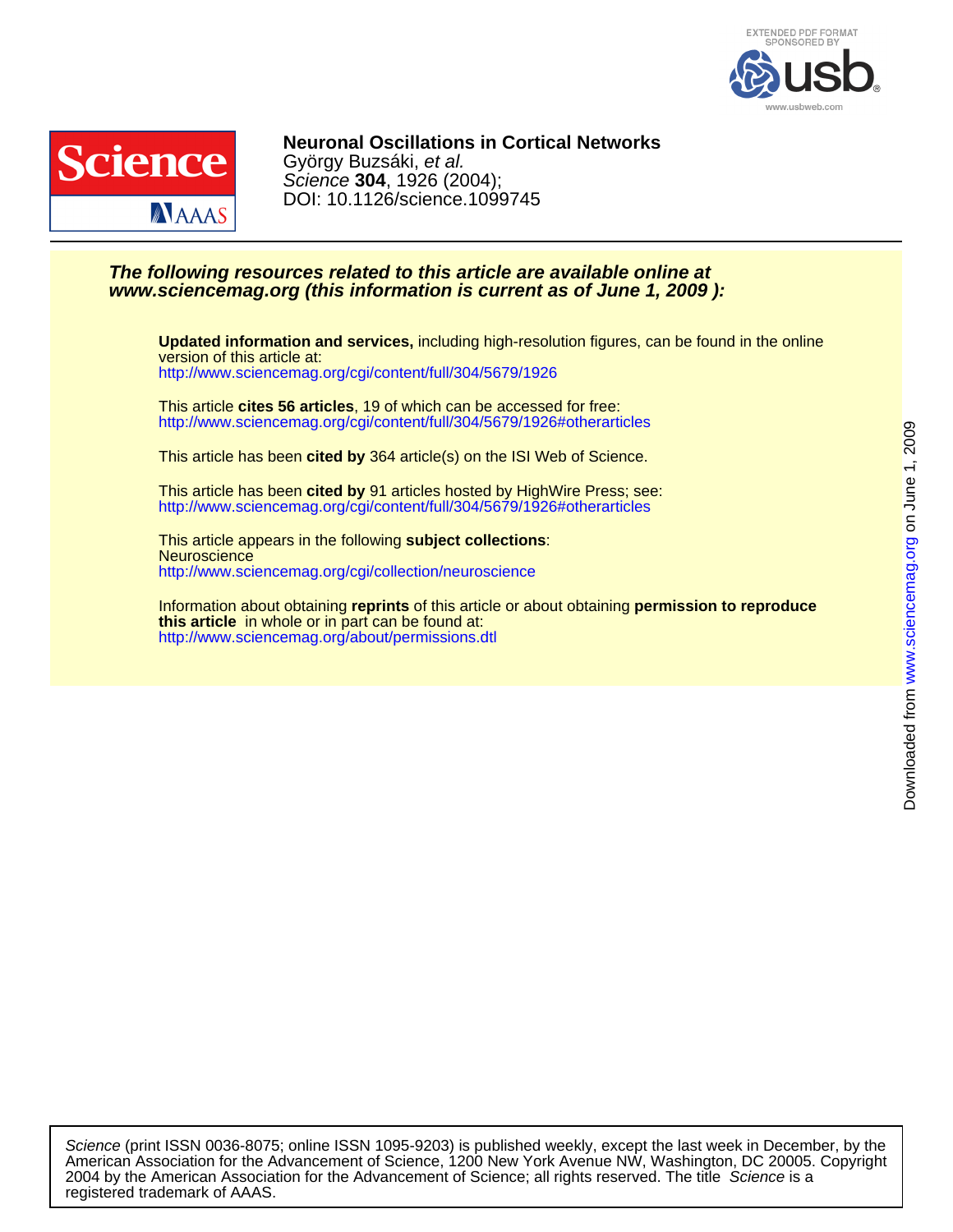EXTENDED PDF FORMAT
SPONSORED BY
usb
www.usbweb.com

**Neuronal Oscillations in Cortical Networks**
György Buzsáki, *et al.*
*Science* **304**, 1926 (2004);
DOI: 10.1126/science.1099745

***The following resources related to this article are available online at www.sciencemag.org (this information is current as of June 1, 2009 ):***

**Updated information and services,** including high-resolution figures, can be found in the online version of this article at:
http://www.sciencemag.org/cgi/content/full/304/5679/1926

This article **cites 56 articles**, 19 of which can be accessed for free:
http://www.sciencemag.org/cgi/content/full/304/5679/1926#otherarticles

This article has been **cited by** 364 article(s) on the ISI Web of Science.

This article has been **cited by** 91 articles hosted by HighWire Press; see:
http://www.sciencemag.org/cgi/content/full/304/5679/1926#otherarticles

This article appears in the following **subject collections**:
Neuroscience
http://www.sciencemag.org/cgi/collection/neuroscience

Information about obtaining **reprints** of this article or about obtaining **permission to reproduce this article** in whole or in part can be found at:
http://www.sciencemag.org/about/permissions.dtl

Downloaded from www.sciencemag.org on June 1, 2009

*Science* (print ISSN 0036-8075; online ISSN 1095-9203) is published weekly, except the last week in December, by the American Association for the Advancement of Science, 1200 New York Avenue NW, Washington, DC 20005. Copyright 2004 by the American Association for the Advancement of Science; all rights reserved. The title *Science* is a registered trademark of AAAS.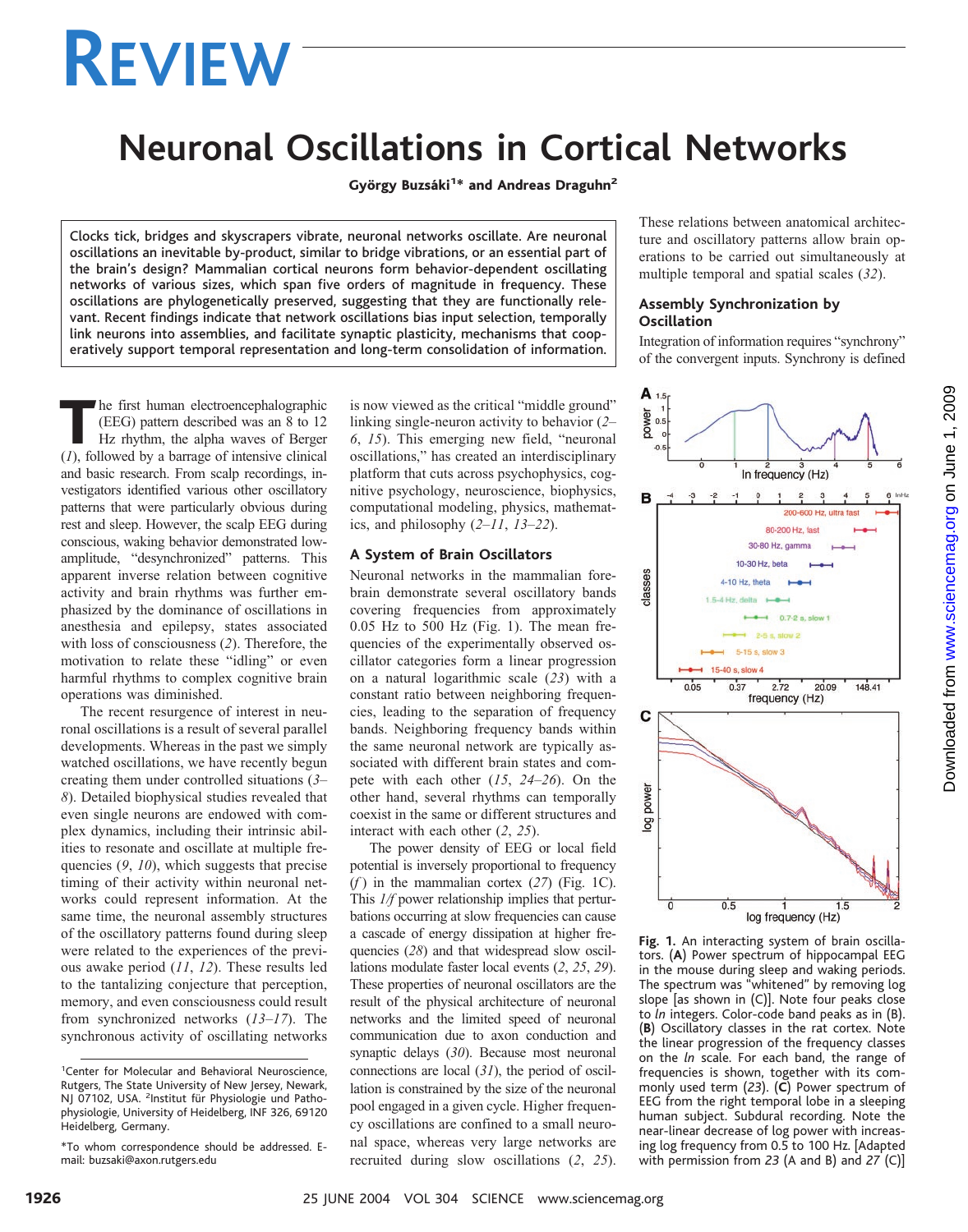# REVIEW

# Neuronal Oscillations in Cortical Networks

**György Buzsáki[1]* and Andreas Draguhn[2]**

Clocks tick, bridges and skyscrapers vibrate, neuronal networks oscillate. Are neuronal oscillations an inevitable by-product, similar to bridge vibrations, or an essential part of the brain's design? Mammalian cortical neurons form behavior-dependent oscillating networks of various sizes, which span five orders of magnitude in frequency. These oscillations are phylogenetically preserved, suggesting that they are functionally relevant. Recent findings indicate that network oscillations bias input selection, temporally link neurons into assemblies, and facilitate synaptic plasticity, mechanisms that cooperatively support temporal representation and long-term consolidation of information.

The first human electroencephalographic (EEG) pattern described was an 8 to 12 Hz rhythm, the alpha waves of Berger (*1*), followed by a barrage of intensive clinical and basic research. From scalp recordings, investigators identified various other oscillatory patterns that were particularly obvious during rest and sleep. However, the scalp EEG during conscious, waking behavior demonstrated low-amplitude, "desynchronized" patterns. This apparent inverse relation between cognitive activity and brain rhythms was further emphasized by the dominance of oscillations in anesthesia and epilepsy, states associated with loss of consciousness (*2*). Therefore, the motivation to relate these "idling" or even harmful rhythms to complex cognitive brain operations was diminished.

The recent resurgence of interest in neuronal oscillations is a result of several parallel developments. Whereas in the past we simply watched oscillations, we have recently begun creating them under controlled situations (*3*–*8*). Detailed biophysical studies revealed that even single neurons are endowed with complex dynamics, including their intrinsic abilities to resonate and oscillate at multiple frequencies (*9*, *10*), which suggests that precise timing of their activity within neuronal networks could represent information. At the same time, the neuronal assembly structures of the oscillatory patterns found during sleep were related to the experiences of the previous awake period (*11*, *12*). These results led to the tantalizing conjecture that perception, memory, and even consciousness could result from synchronized networks (*13*–*17*). The synchronous activity of oscillating networks is now viewed as the critical "middle ground" linking single-neuron activity to behavior (*2*–*6*, *15*). This emerging new field, "neuronal oscillations," has created an interdisciplinary platform that cuts across psychophysics, cognitive psychology, neuroscience, biophysics, computational modeling, physics, mathematics, and philosophy (*2*–*11*, *13*–*22*).

## A System of Brain Oscillators

Neuronal networks in the mammalian forebrain demonstrate several oscillatory bands covering frequencies from approximately 0.05 Hz to 500 Hz (Fig. 1). The mean frequencies of the experimentally observed oscillator categories form a linear progression on a natural logarithmic scale (*23*) with a constant ratio between neighboring frequencies, leading to the separation of frequency bands. Neighboring frequency bands within the same neuronal network are typically associated with different brain states and compete with each other (*15*, *24*–*26*). On the other hand, several rhythms can temporally coexist in the same or different structures and interact with each other (*2*, *25*).

The power density of EEG or local field potential is inversely proportional to frequency ($f$) in the mammalian cortex (*27*) (Fig. 1C). This $1/f$ power relationship implies that perturbations occurring at slow frequencies can cause a cascade of energy dissipation at higher frequencies (*28*) and that widespread slow oscillations modulate faster local events (*2*, *25*, *29*). These properties of neuronal oscillators are the result of the physical architecture of neuronal networks and the limited speed of neuronal communication due to axon conduction and synaptic delays (*30*). Because most neuronal connections are local (*31*), the period of oscillation is constrained by the size of the neuronal pool engaged in a given cycle. Higher frequency oscillations are confined to a small neuronal space, whereas very large networks are recruited during slow oscillations (*2*, *25*). These relations between anatomical architecture and oscillatory patterns allow brain operations to be carried out simultaneously at multiple temporal and spatial scales (*32*).

## Assembly Synchronization by Oscillation

Integration of information requires "synchrony" of the convergent inputs. Synchrony is defined

**Fig. 1.** An interacting system of brain oscillators. (**A**) Power spectrum of hippocampal EEG in the mouse during sleep and waking periods. The spectrum was "whitened" by removing log slope [as shown in (C)]. Note four peaks close to *ln* integers. Color-code band peaks as in (B). (**B**) Oscillatory classes in the rat cortex. Note the linear progression of the frequency classes on the *ln* scale. For each band, the range of frequencies is shown, together with its commonly used term (*23*). (**C**) Power spectrum of EEG from the right temporal lobe in a sleeping human subject. Subdural recording. Note the near-linear decrease of log power with increasing log frequency from 0.5 to 100 Hz. [Adapted with permission from *23* (A and B) and *27* (C)]

---

[1]Center for Molecular and Behavioral Neuroscience, Rutgers, The State University of New Jersey, Newark, NJ 07102, USA. [2]Institut für Physiologie und Pathophysiologie, University of Heidelberg, INF 326, 69120 Heidelberg, Germany.

*To whom correspondence should be addressed. E-mail: buzsaki@axon.rutgers.edu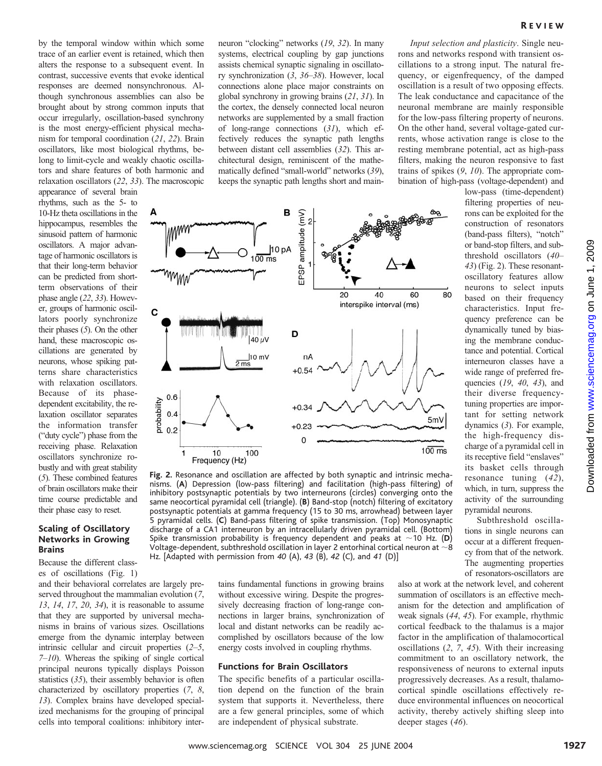by the temporal window within which some trace of an earlier event is retained, which then alters the response to a subsequent event. In contrast, successive events that evoke identical responses are deemed nonsynchronous. Although synchronous assemblies can also be brought about by strong common inputs that occur irregularly, oscillation-based synchrony is the most energy-efficient physical mechanism for temporal coordination (*21*, *22*). Brain oscillators, like most biological rhythms, belong to limit-cycle and weakly chaotic oscillators and share features of both harmonic and relaxation oscillators (*22*, *33*). The macroscopic appearance of several brain rhythms, such as the 5- to 10-Hz theta oscillations in the hippocampus, resembles the sinusoid pattern of harmonic oscillators. A major advantage of harmonic oscillators is that their long-term behavior can be predicted from short-term observations of their phase angle (*22*, *33*). However, groups of harmonic oscillators poorly synchronize their phases (*5*). On the other hand, these macroscopic oscillations are generated by neurons, whose spiking patterns share characteristics with relaxation oscillators. Because of its phase-dependent excitability, the relaxation oscillator separates the information transfer ("duty cycle") phase from the receiving phase. Relaxation oscillators synchronize robustly and with great stability (*5*). These combined features of brain oscillators make their time course predictable and their phase easy to reset.

### Scaling of Oscillatory Networks in Growing Brains

Because the different classes of oscillations (Fig. 1) and their behavioral correlates are largely preserved throughout the mammalian evolution (*7*, *13*, *14*, *17*, *20*, *34*), it is reasonable to assume that they are supported by universal mechanisms in brains of various sizes. Oscillations emerge from the dynamic interplay between intrinsic cellular and circuit properties (*2*–*5*, *7*–*10*). Whereas the spiking of single cortical principal neurons typically displays Poisson statistics (*35*), their assembly behavior is often characterized by oscillatory properties (*7*, *8*, *13*). Complex brains have developed specialized mechanisms for the grouping of principal cells into temporal coalitions: inhibitory interneuron "clocking" networks (*19*, *32*). In many systems, electrical coupling by gap junctions assists chemical synaptic signaling in oscillatory synchronization (*3*, *36*–*38*). However, local connections alone place major constraints on global synchrony in growing brains (*21*, *31*). In the cortex, the densely connected local neuron networks are supplemented by a small fraction of long-range connections (*31*), which effectively reduces the synaptic path lengths between distant cell assemblies (*32*). This architectural design, reminiscent of the mathematically defined "small-world" networks (*39*), keeps the synaptic path lengths short and maintains fundamental functions in growing brains without excessive wiring. Despite the progressively decreasing fraction of long-range connections in larger brains, synchronization of local and distant networks can be readily accomplished by oscillators because of the low energy costs involved in coupling rhythms.

### Functions for Brain Oscillators

The specific benefits of a particular oscillation depend on the function of the brain system that supports it. Nevertheless, there are a few general principles, some of which are independent of physical substrate.

*Input selection and plasticity*. Single neurons and networks respond with transient oscillations to a strong input. The natural frequency, or eigenfrequency, of the damped oscillation is a result of two opposing effects. The leak conductance and capacitance of the neuronal membrane are mainly responsible for the low-pass filtering property of neurons. On the other hand, several voltage-gated currents, whose activation range is close to the resting membrane potential, act as high-pass filters, making the neuron responsive to fast trains of spikes (*9*, *10*). The appropriate combination of high-pass (voltage-dependent) and low-pass (time-dependent) filtering properties of neurons can be exploited for the construction of resonators (band-pass filters), "notch" or band-stop filters, and subthreshold oscillators (*40*–*43*) (Fig. 2). These resonant-oscillatory features allow neurons to select inputs based on their frequency characteristics. Input frequency preference can be dynamically tuned by biasing the membrane conductance and potential. Cortical interneuron classes have a wide range of preferred frequencies (*19*, *40*, *43*), and their diverse frequency-tuning properties are important for setting network dynamics (*3*). For example, the high-frequency discharge of a pyramidal cell in its receptive field "enslaves" its basket cells through resonance tuning (*42*), which, in turn, suppress the activity of the surrounding pyramidal neurons.

Subthreshold oscillations in single neurons can occur at a different frequency from that of the network. The augmenting properties of resonators-oscillators are also at work at the network level, and coherent summation of oscillators is an effective mechanism for the detection and amplification of weak signals (*44*, *45*). For example, rhythmic cortical feedback to the thalamus is a major factor in the amplification of thalamocortical oscillations (*2*, *7*, *45*). With their increasing commitment to an oscillatory network, the responsiveness of neurons to external inputs progressively decreases. As a result, thalamocortical spindle oscillations effectively reduce environmental influences on neocortical activity, thereby actively shifting sleep into deeper stages (*46*).

**Fig. 2.** Resonance and oscillation are affected by both synaptic and intrinsic mechanisms. (**A**) Depression (low-pass filtering) and facilitation (high-pass filtering) of inhibitory postsynaptic potentials by two interneurons (circles) converging onto the same neocortical pyramidal cell (triangle). (**B**) Band-stop (notch) filtering of excitatory postsynaptic potentials at gamma frequency (15 to 30 ms, arrowhead) between layer 5 pyramidal cells. (**C**) Band-pass filtering of spike transmission. (Top) Monosynaptic discharge of a CA1 interneuron by an intracellularly driven pyramidal cell. (Bottom) Spike transmission probability is frequency dependent and peaks at ~10 Hz. (**D**) Voltage-dependent, subthreshold oscillation in layer 2 entorhinal cortical neuron at ~8 Hz. [Adapted with permission from *40* (A), *43* (B), *42* (C), and *41* (D)]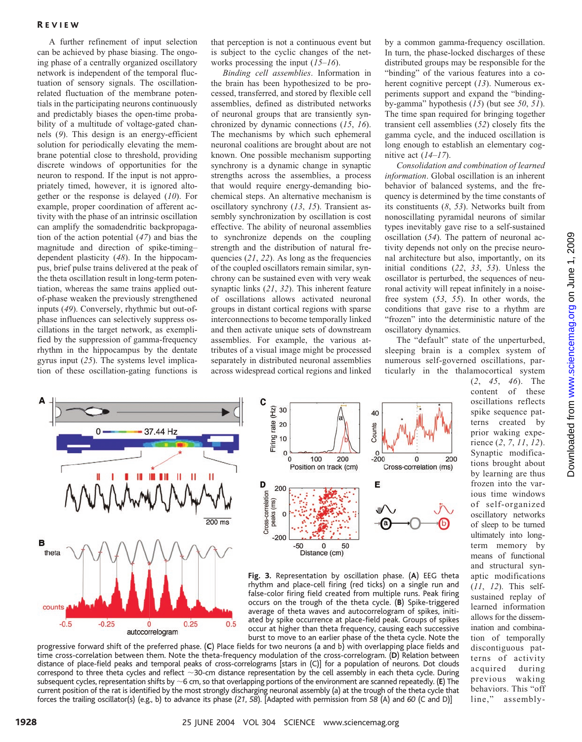A further refinement of input selection can be achieved by phase biasing. The ongoing phase of a centrally organized oscillatory network is independent of the temporal fluctuation of sensory signals. The oscillation-related fluctuation of the membrane potentials in the participating neurons continuously and predictably biases the open-time probability of a multitude of voltage-gated channels (*9*). This design is an energy-efficient solution for periodically elevating the membrane potential close to threshold, providing discrete windows of opportunities for the neuron to respond. If the input is not appropriately timed, however, it is ignored altogether or the response is delayed (*10*). For example, proper coordination of afferent activity with the phase of an intrinsic oscillation can amplify the somadendritic backpropagation of the action potential (*47*) and bias the magnitude and direction of spike-timing–dependent plasticity (*48*). In the hippocampus, brief pulse trains delivered at the peak of the theta oscillation result in long-term potentiation, whereas the same trains applied out-of-phase weaken the previously strengthened inputs (*49*). Conversely, rhythmic but out-of-phase interneurons can selectively suppress oscillations in the target network, as exemplified by the suppression of gamma-frequency rhythm in the hippocampus by the dentate gyrus input (*25*). The systems level implication of these oscillation-gating functions is that perception is not a continuous event but is subject to the cyclic changes of the networks processing the input (*15*–*16*).

*Binding cell assemblies*. Information in the brain has been hypothesized to be processed, transferred, and stored by flexible cell assemblies, defined as distributed networks of neuronal groups that are transiently synchronized by dynamic connections (*15*, *16*). The mechanisms by which such ephemeral neuronal coalitions are brought about are not known. One possible mechanism supporting synchrony is a dynamic change in synaptic strengths across the assemblies, a process that would require energy-demanding biochemical steps. An alternative mechanism is oscillatory synchrony (*13*, *15*). Transient assembly synchronization by oscillation is cost effective. The ability of neuronal assemblies to synchronize depends on the coupling strength and the distribution of natural frequencies (*21*, *22*). As long as the frequencies of the coupled oscillators remain similar, synchrony can be sustained even with very weak synaptic links (*21*, *32*). This inherent feature of oscillations allows activated neuronal groups in distant cortical regions with sparse interconnections to become temporally linked and then activate unique sets of downstream assemblies. For example, the various attributes of a visual image might be processed separately in distributed neuronal assemblies across widespread cortical regions and linked by a common gamma-frequency oscillation. In turn, the phase-locked discharges of these distributed groups may be responsible for the "binding" of the various features into a coherent cognitive percept (*13*). Numerous experiments support and expand the "binding-by-gamma" hypothesis (*15*) (but see *50*, *51*). The time span required for bringing together transient cell assemblies (*52*) closely fits the gamma cycle, and the induced oscillation is long enough to establish an elementary cognitive act (*14*–*17*).

*Consolidation and combination of learned information*. Global oscillation is an inherent behavior of balanced systems, and the frequency is determined by the time constants of its constituents (*8*, *53*). Networks built from nonoscillating pyramidal neurons of similar types inevitably gave rise to a self-sustained oscillation (*54*). The pattern of neuronal activity depends not only on the precise neuronal architecture but also, importantly, on its initial conditions (*22*, *33*, *53*). Unless the oscillator is perturbed, the sequences of neuronal activity will repeat infinitely in a noise-free system (*53*, *55*). In other words, the conditions that gave rise to a rhythm are "frozen" into the deterministic nature of the oscillatory dynamics.

The "default" state of the unperturbed, sleeping brain is a complex system of numerous self-governed oscillations, particularly in the thalamocortical system (*2*, *45*, *46*). The content of these oscillations reflects spike sequence patterns created by prior waking experience (*2*, *7*, *11*, *12*). Synaptic modifications brought about by learning are thus frozen into the various time windows of self-organized oscillatory networks of sleep to be turned ultimately into long-term memory by means of functional and structural synaptic modifications (*11*, *12*). This self-sustained replay of learned information allows for the dissemination and combination of temporally discontiguous patterns of activity acquired during previous waking behaviors. This "off line," assembly-

**Fig. 3.** Representation by oscillation phase. (**A**) EEG theta rhythm and place-cell firing (red ticks) on a single run and false-color firing field created from multiple runs. Peak firing occurs on the trough of the theta cycle. (**B**) Spike-triggered average of theta waves and autocorrelogram of spikes, initiated by spike occurrence at place-field peak. Groups of spikes occur at higher than theta frequency, causing each successive burst to move to an earlier phase of the theta cycle. Note the progressive forward shift of the preferred phase. (**C**) Place fields for two neurons (a and b) with overlapping place fields and time cross-correlation between them. Note the theta-frequency modulation of the cross-correlogram. (**D**) Relation between distance of place-field peaks and temporal peaks of cross-correlograms [stars in (C)] for a population of neurons. Dot clouds correspond to three theta cycles and reflect ~30-cm distance representation by the cell assembly in each theta cycle. During subsequent cycles, representation shifts by ~6 cm, so that overlapping portions of the environment are scanned repeatedly. (**E**) The current position of the rat is identified by the most strongly discharging neuronal assembly (a) at the trough of the theta cycle that forces the trailing oscillator(s) (e.g., b) to advance its phase (*21*, *58*). [Adapted with permission from *58* (A) and *60* (C and D)]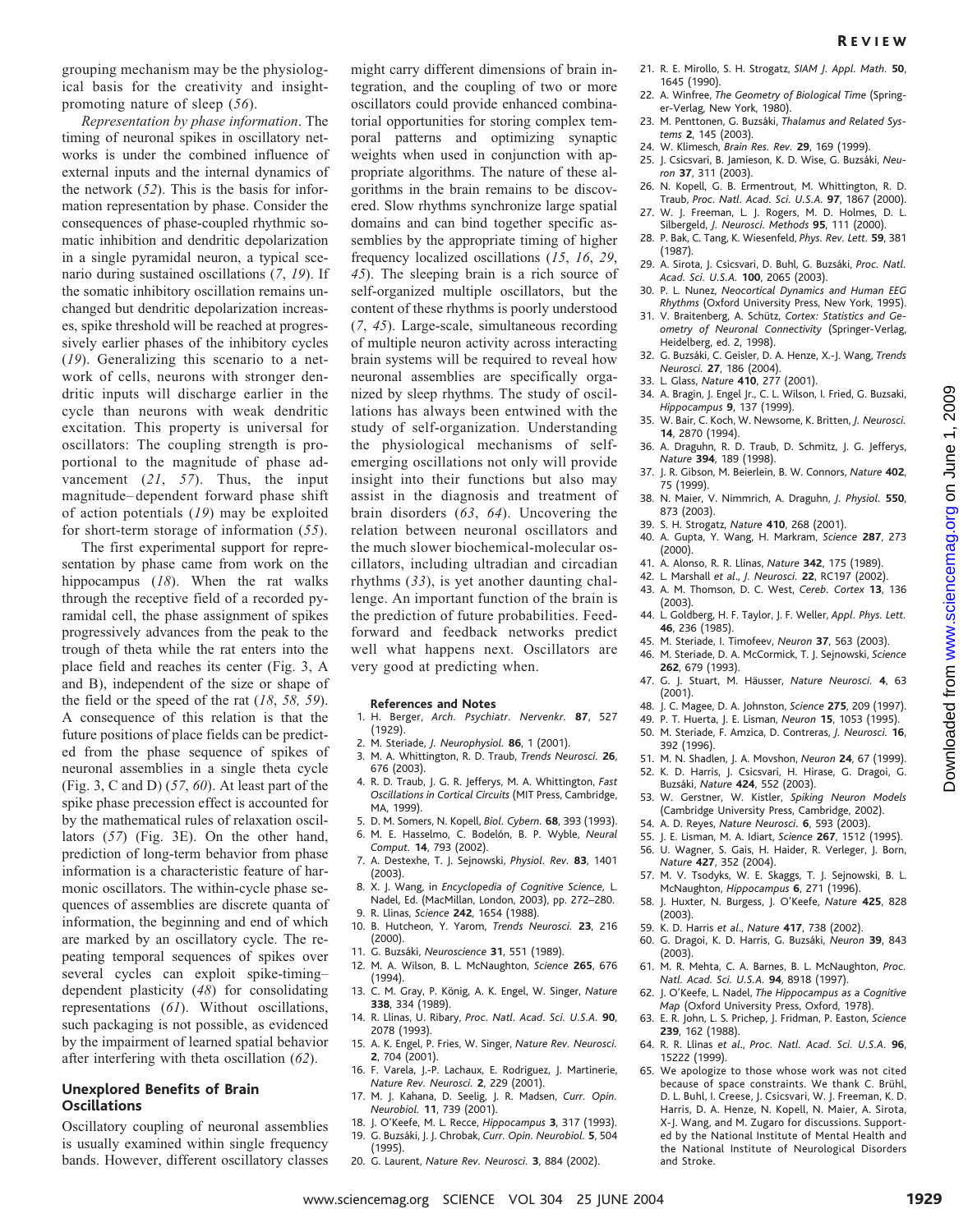grouping mechanism may be the physiological basis for the creativity and insight-promoting nature of sleep (*56*).

*Representation by phase information*. The timing of neuronal spikes in oscillatory networks is under the combined influence of external inputs and the internal dynamics of the network (*52*). This is the basis for information representation by phase. Consider the consequences of phase-coupled rhythmic somatic inhibition and dendritic depolarization in a single pyramidal neuron, a typical scenario during sustained oscillations (*7*, *19*). If the somatic inhibitory oscillation remains unchanged but dendritic depolarization increases, spike threshold will be reached at progressively earlier phases of the inhibitory cycles (*19*). Generalizing this scenario to a network of cells, neurons with stronger dendritic inputs will discharge earlier in the cycle than neurons with weak dendritic excitation. This property is universal for oscillators: The coupling strength is proportional to the magnitude of phase advancement (*21*, *57*). Thus, the input magnitude–dependent forward phase shift of action potentials (*19*) may be exploited for short-term storage of information (*55*).

The first experimental support for representation by phase came from work on the hippocampus (*18*). When the rat walks through the receptive field of a recorded pyramidal cell, the phase assignment of spikes progressively advances from the peak to the trough of theta while the rat enters into the place field and reaches its center (Fig. 3, A and B), independent of the size or shape of the field or the speed of the rat (*18*, *58*, *59*). A consequence of this relation is that the future positions of place fields can be predicted from the phase sequence of spikes of neuronal assemblies in a single theta cycle (Fig. 3, C and D) (*57*, *60*). At least part of the spike phase precession effect is accounted for by the mathematical rules of relaxation oscillators (*57*) (Fig. 3E). On the other hand, prediction of long-term behavior from phase information is a characteristic feature of harmonic oscillators. The within-cycle phase sequences of assemblies are discrete quanta of information, the beginning and end of which are marked by an oscillatory cycle. The repeating temporal sequences of spikes over several cycles can exploit spike-timing–dependent plasticity (*48*) for consolidating representations (*61*). Without oscillations, such packaging is not possible, as evidenced by the impairment of learned spatial behavior after interfering with theta oscillation (*62*).

## Unexplored Benefits of Brain Oscillations

Oscillatory coupling of neuronal assemblies is usually examined within single frequency bands. However, different oscillatory classes might carry different dimensions of brain integration, and the coupling of two or more oscillators could provide enhanced combinatorial opportunities for storing complex temporal patterns and optimizing synaptic weights when used in conjunction with appropriate algorithms. The nature of these algorithms in the brain remains to be discovered. Slow rhythms synchronize large spatial domains and can bind together specific assemblies by the appropriate timing of higher frequency localized oscillations (*15*, *16*, *29*, *45*). The sleeping brain is a rich source of self-organized multiple oscillators, but the content of these rhythms is poorly understood (*7*, *45*). Large-scale, simultaneous recording of multiple neuron activity across interacting brain systems will be required to reveal how neuronal assemblies are specifically organized by sleep rhythms. The study of oscillations has always been entwined with the study of self-organization. Understanding the physiological mechanisms of self-emerging oscillations not only will provide insight into their functions but also may assist in the diagnosis and treatment of brain disorders (*63*, *64*). Uncovering the relation between neuronal oscillators and the much slower biochemical-molecular oscillators, including ultradian and circadian rhythms (*33*), is yet another daunting challenge. An important function of the brain is the prediction of future probabilities. Feed-forward and feedback networks predict well what happens next. Oscillators are very good at predicting when.

### References and Notes

1. H. Berger, *Arch. Psychiatr. Nervenkr.* **87**, 527 (1929).
2. M. Steriade, *J. Neurophysiol.* **86**, 1 (2001).
3. M. A. Whittington, R. D. Traub, *Trends Neurosci.* **26**, 676 (2003).
4. R. D. Traub, J. G. R. Jefferys, M. A. Whittington, *Fast Oscillations in Cortical Circuits* (MIT Press, Cambridge, MA, 1999).
5. D. M. Somers, N. Kopell, *Biol. Cybern.* **68**, 393 (1993).
6. M. E. Hasselmo, C. Bodelón, B. P. Wyble, *Neural Comput.* **14**, 793 (2002).
7. A. Destexhe, T. J. Sejnowski, *Physiol. Rev.* **83**, 1401 (2003).
8. X. J. Wang, in *Encyclopedia of Cognitive Science*, L. Nadel, Ed. (MacMillan, London, 2003), pp. 272–280.
9. R. Llinas, *Science* **242**, 1654 (1988).
10. B. Hutcheon, Y. Yarom, *Trends Neurosci.* **23**, 216 (2000).
11. G. Buzsáki, *Neuroscience* **31**, 551 (1989).
12. M. A. Wilson, B. L. McNaughton, *Science* **265**, 676 (1994).
13. C. M. Gray, P. König, A. K. Engel, W. Singer, *Nature* **338**, 334 (1989).
14. R. Llinas, U. Ribary, *Proc. Natl. Acad. Sci. U.S.A.* **90**, 2078 (1993).
15. A. K. Engel, P. Fries, W. Singer, *Nature Rev. Neurosci.* **2**, 704 (2001).
16. F. Varela, J.-P. Lachaux, E. Rodriguez, J. Martinerie, *Nature Rev. Neurosci.* **2**, 229 (2001).
17. M. J. Kahana, D. Seelig, J. R. Madsen, *Curr. Opin. Neurobiol.* **11**, 739 (2001).
18. J. O'Keefe, M. L. Recce, *Hippocampus* **3**, 317 (1993).
19. G. Buzsáki, J. J. Chrobak, *Curr. Opin. Neurobiol.* **5**, 504 (1995).
20. G. Laurent, *Nature Rev. Neurosci.* **3**, 884 (2002).
21. R. E. Mirollo, S. H. Strogatz, *SIAM J. Appl. Math.* **50**, 1645 (1990).
22. A. Winfree, *The Geometry of Biological Time* (Springer-Verlag, New York, 1980).
23. M. Penttonen, G. Buzsáki, *Thalamus and Related Systems* **2**, 145 (2003).
24. W. Klimesch, *Brain Res. Rev.* **29**, 169 (1999).
25. J. Csicsvari, B. Jamieson, K. D. Wise, G. Buzsáki, *Neuron* **37**, 311 (2003).
26. N. Kopell, G. B. Ermentrout, M. Whittington, R. D. Traub, *Proc. Natl. Acad. Sci. U.S.A.* **97**, 1867 (2000).
27. W. J. Freeman, L. J. Rogers, M. D. Holmes, D. L. Silbergeld, *J. Neurosci. Methods* **95**, 111 (2000).
28. P. Bak, C. Tang, K. Wiesenfeld, *Phys. Rev. Lett.* **59**, 381 (1987).
29. A. Sirota, J. Csicsvari, D. Buhl, G. Buzsáki, *Proc. Natl. Acad. Sci. U.S.A.* **100**, 2065 (2003).
30. P. L. Nunez, *Neocortical Dynamics and Human EEG Rhythms* (Oxford University Press, New York, 1995).
31. V. Braitenberg, A. Schütz, *Cortex: Statistics and Geometry of Neuronal Connectivity* (Springer-Verlag, Heidelberg, ed. 2, 1998).
32. G. Buzsáki, C. Geisler, D. A. Henze, X.-J. Wang, *Trends Neurosci.* **27**, 186 (2004).
33. L. Glass, *Nature* **410**, 277 (2001).
34. A. Bragin, J. Engel Jr., C. L. Wilson, I. Fried, G. Buzsaki, *Hippocampus* **9**, 137 (1999).
35. W. Bair, C. Koch, W. Newsome, K. Britten, *J. Neurosci.* **14**, 2870 (1994).
36. A. Draguhn, R. D. Traub, D. Schmitz, J. G. Jefferys, *Nature* **394**, 189 (1998).
37. J. R. Gibson, M. Beierlein, B. W. Connors, *Nature* **402**, 75 (1999).
38. N. Maier, V. Nimmrich, A. Draguhn, *J. Physiol.* **550**, 873 (2003).
39. S. H. Strogatz, *Nature* **410**, 268 (2001).
40. A. Gupta, Y. Wang, H. Markram, *Science* **287**, 273 (2000).
41. A. Alonso, R. R. Llinas, *Nature* **342**, 175 (1989).
42. L. Marshall *et al.*, *J. Neurosci.* **22**, RC197 (2002).
43. A. M. Thomson, D. C. West, *Cereb. Cortex* **13**, 136 (2003).
44. L. Goldberg, H. F. Taylor, J. F. Weller, *Appl. Phys. Lett.* **46**, 236 (1985).
45. M. Steriade, I. Timofeev, *Neuron* **37**, 563 (2003).
46. M. Steriade, D. A. McCormick, T. J. Sejnowski, *Science* **262**, 679 (1993).
47. G. J. Stuart, M. Häusser, *Nature Neurosci.* **4**, 63 (2001).
48. J. C. Magee, D. A. Johnston, *Science* **275**, 209 (1997).
49. P. T. Huerta, J. E. Lisman, *Neuron* **15**, 1053 (1995).
50. M. Steriade, F. Amzica, D. Contreras, *J. Neurosci.* **16**, 392 (1996).
51. M. N. Shadlen, J. A. Movshon, *Neuron* **24**, 67 (1999).
52. K. D. Harris, J. Csicsvari, H. Hirase, G. Dragoi, G. Buzsáki, *Nature* **424**, 552 (2003).
53. W. Gerstner, W. Kistler, *Spiking Neuron Models* (Cambridge University Press, Cambridge, 2002).
54. A. D. Reyes, *Nature Neurosci.* **6**, 593 (2003).
55. J. E. Lisman, M. A. Idiart, *Science* **267**, 1512 (1995).
56. U. Wagner, S. Gais, H. Haider, R. Verleger, J. Born, *Nature* **427**, 352 (2004).
57. M. V. Tsodyks, W. E. Skaggs, T. J. Sejnowski, B. L. McNaughton, *Hippocampus* **6**, 271 (1996).
58. J. Huxter, N. Burgess, J. O'Keefe, *Nature* **425**, 828 (2003).
59. K. D. Harris *et al.*, *Nature* **417**, 738 (2002).
60. G. Dragoi, K. D. Harris, G. Buzsáki, *Neuron* **39**, 843 (2003).
61. M. R. Mehta, C. A. Barnes, B. L. McNaughton, *Proc. Natl. Acad. Sci. U.S.A.* **94**, 8918 (1997).
62. J. O'Keefe, L. Nadel, *The Hippocampus as a Cognitive Map* (Oxford University Press, Oxford, 1978).
63. E. R. John, L. S. Prichep, J. Fridman, P. Easton, *Science* **239**, 162 (1988).
64. R. R. Llinas *et al.*, *Proc. Natl. Acad. Sci. U.S.A.* **96**, 15222 (1999).
65. We apologize to those whose work was not cited because of space constraints. We thank C. Brühl, D. L. Buhl, I. Creese, J. Csicsvari, W. J. Freeman, K. D. Harris, D. A. Henze, N. Kopell, N. Maier, A. Sirota, X-J. Wang, and M. Zugaro for discussions. Supported by the National Institute of Mental Health and the National Institute of Neurological Disorders and Stroke.